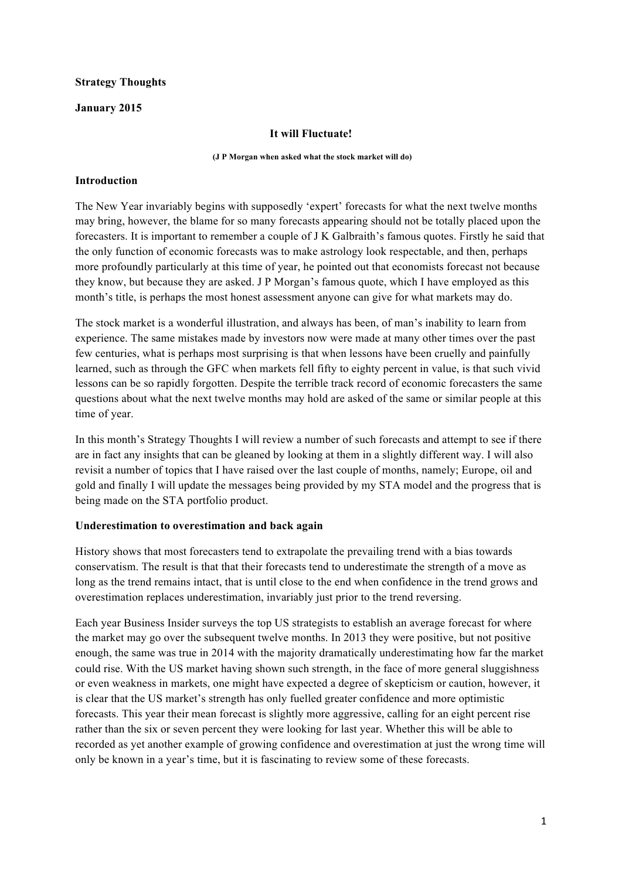**Strategy Thoughts**

**January 2015**

**It will Fluctuate!**

**(J P Morgan when asked what the stock market will do)**

**Introduction**

The New Year invariably begins with supposedly 'expert' forecasts for what the next twelve months may bring, however, the blame for so many forecasts appearing should not be totally placed upon the forecasters. It is important to remember a couple of J K Galbraith's famous quotes. Firstly he said that the only function of economic forecasts was to make astrology look respectable, and then, perhaps more profoundly particularly at this time of year, he pointed out that economists forecast not because they know, but because they are asked. J P Morgan's famous quote, which I have employed as this month's title, is perhaps the most honest assessment anyone can give for what markets may do.

The stock market is a wonderful illustration, and always has been, of man's inability to learn from experience. The same mistakes made by investors now were made at many other times over the past few centuries, what is perhaps most surprising is that when lessons have been cruelly and painfully learned, such as through the GFC when markets fell fifty to eighty percent in value, is that such vivid lessons can be so rapidly forgotten. Despite the terrible track record of economic forecasters the same questions about what the next twelve months may hold are asked of the same or similar people at this time of year.

In this month's Strategy Thoughts I will review a number of such forecasts and attempt to see if there are in fact any insights that can be gleaned by looking at them in a slightly different way. I will also revisit a number of topics that I have raised over the last couple of months, namely; Europe, oil and gold and finally I will update the messages being provided by my STA model and the progress that is being made on the STA portfolio product.

**Underestimation to overestimation and back again**

History shows that most forecasters tend to extrapolate the prevailing trend with a bias towards conservatism. The result is that that their forecasts tend to underestimate the strength of a move as long as the trend remains intact, that is until close to the end when confidence in the trend grows and overestimation replaces underestimation, invariably just prior to the trend reversing.

Each year Business Insider surveys the top US strategists to establish an average forecast for where the market may go over the subsequent twelve months. In 2013 they were positive, but not positive enough, the same was true in 2014 with the majority dramatically underestimating how far the market could rise. With the US market having shown such strength, in the face of more general sluggishness or even weakness in markets, one might have expected a degree of skepticism or caution, however, it is clear that the US market's strength has only fuelled greater confidence and more optimistic forecasts. This year their mean forecast is slightly more aggressive, calling for an eight percent rise rather than the six or seven percent they were looking for last year. Whether this will be able to recorded as yet another example of growing confidence and overestimation at just the wrong time will only be known in a year's time, but it is fascinating to review some of these forecasts.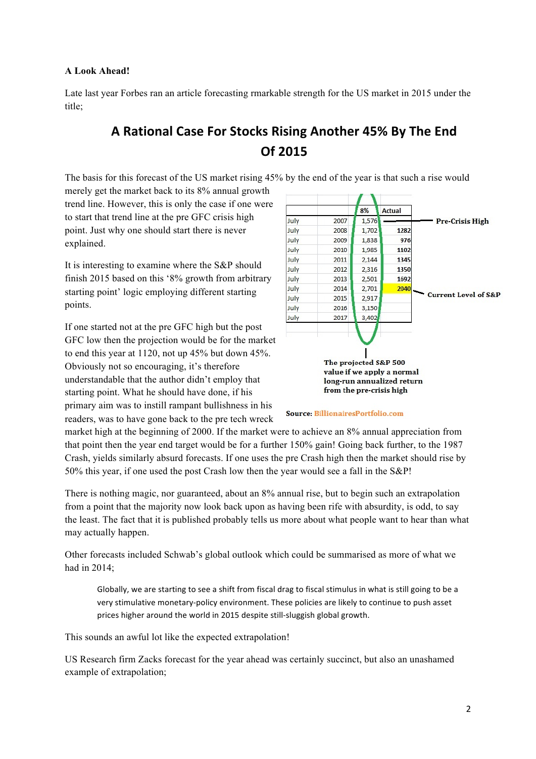**A Look Ahead!**

Late last year Forbes ran an article forecasting rmarkable strength for the US market in 2015 under the title;

## A Rational Case For Stocks Rising Another 45% By The End Of 2015

The basis for this forecast of the US market rising 45% by the end of the year is that such a rise would merely get the market back to its 8% annual growth trend line. However, this is only the case if one were to start that trend line at the pre GFC crisis high point. Just why one should start there is never explained.

| | | 8% | Actual |
|---|---|---|---|
| July | 2007 | 1,576 | |
| July | 2008 | 1,702 | 1282 |
| July | 2009 | 1,838 | 976 |
| July | 2010 | 1,985 | 1102 |
| July | 2011 | 2,144 | 1345 |
| July | 2012 | 2,316 | 1350 |
| July | 2013 | 2,501 | 1692 |
| July | 2014 | 2,701 | 2040 |
| July | 2015 | 2,917 | |
| July | 2016 | 3,150 | |
| July | 2017 | 3,402 | |

Pre-Crisis High (2007: 1,576)

Current Level of S&P (2014: 2040)

The projected S&P 500 value if we apply a normal long-run annualized return from the pre-crisis high

Source: BillionairesPortfolio.com

It is interesting to examine where the S&P should finish 2015 based on this '8% growth from arbitrary starting point' logic employing different starting points.

If one started not at the pre GFC high but the post GFC low then the projection would be for the market to end this year at 1120, not up 45% but down 45%. Obviously not so encouraging, it's therefore understandable that the author didn't employ that starting point. What he should have done, if his primary aim was to instill rampant bullishness in his readers, was to have gone back to the pre tech wreck market high at the beginning of 2000. If the market were to achieve an 8% annual appreciation from that point then the year end target would be for a further 150% gain! Going back further, to the 1987 Crash, yields similarly absurd forecasts. If one uses the pre Crash high then the market should rise by 50% this year, if one used the post Crash low then the year would see a fall in the S&P!

There is nothing magic, nor guaranteed, about an 8% annual rise, but to begin such an extrapolation from a point that the majority now look back upon as having been rife with absurdity, is odd, to say the least. The fact that it is published probably tells us more about what people want to hear than what may actually happen.

Other forecasts included Schwab's global outlook which could be summarised as more of what we had in 2014;

> Globally, we are starting to see a shift from fiscal drag to fiscal stimulus in what is still going to be a very stimulative monetary-policy environment. These policies are likely to continue to push asset prices higher around the world in 2015 despite still-sluggish global growth.

This sounds an awful lot like the expected extrapolation!

US Research firm Zacks forecast for the year ahead was certainly succinct, but also an unashamed example of extrapolation;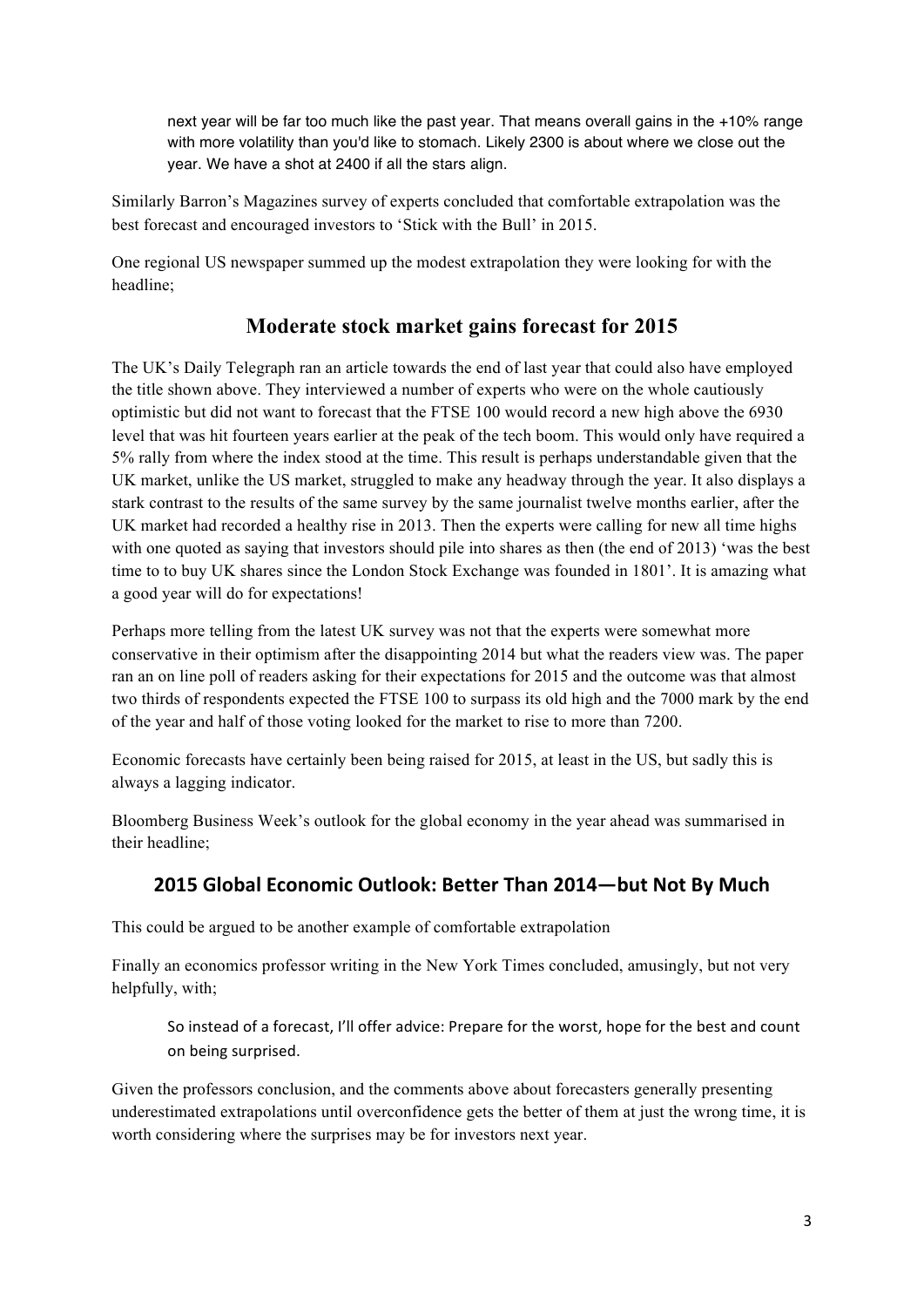> next year will be far too much like the past year. That means overall gains in the +10% range with more volatility than you'd like to stomach. Likely 2300 is about where we close out the year. We have a shot at 2400 if all the stars align.

Similarly Barron's Magazines survey of experts concluded that comfortable extrapolation was the best forecast and encouraged investors to 'Stick with the Bull' in 2015.

One regional US newspaper summed up the modest extrapolation they were looking for with the headline;

## Moderate stock market gains forecast for 2015

The UK's Daily Telegraph ran an article towards the end of last year that could also have employed the title shown above. They interviewed a number of experts who were on the whole cautiously optimistic but did not want to forecast that the FTSE 100 would record a new high above the 6930 level that was hit fourteen years earlier at the peak of the tech boom. This would only have required a 5% rally from where the index stood at the time. This result is perhaps understandable given that the UK market, unlike the US market, struggled to make any headway through the year. It also displays a stark contrast to the results of the same survey by the same journalist twelve months earlier, after the UK market had recorded a healthy rise in 2013. Then the experts were calling for new all time highs with one quoted as saying that investors should pile into shares as then (the end of 2013) 'was the best time to to buy UK shares since the London Stock Exchange was founded in 1801'. It is amazing what a good year will do for expectations!

Perhaps more telling from the latest UK survey was not that the experts were somewhat more conservative in their optimism after the disappointing 2014 but what the readers view was. The paper ran an on line poll of readers asking for their expectations for 2015 and the outcome was that almost two thirds of respondents expected the FTSE 100 to surpass its old high and the 7000 mark by the end of the year and half of those voting looked for the market to rise to more than 7200.

Economic forecasts have certainly been being raised for 2015, at least in the US, but sadly this is always a lagging indicator.

Bloomberg Business Week's outlook for the global economy in the year ahead was summarised in their headline;

## 2015 Global Economic Outlook: Better Than 2014—but Not By Much

This could be argued to be another example of comfortable extrapolation

Finally an economics professor writing in the New York Times concluded, amusingly, but not very helpfully, with;

> So instead of a forecast, I'll offer advice: Prepare for the worst, hope for the best and count on being surprised.

Given the professors conclusion, and the comments above about forecasters generally presenting underestimated extrapolations until overconfidence gets the better of them at just the wrong time, it is worth considering where the surprises may be for investors next year.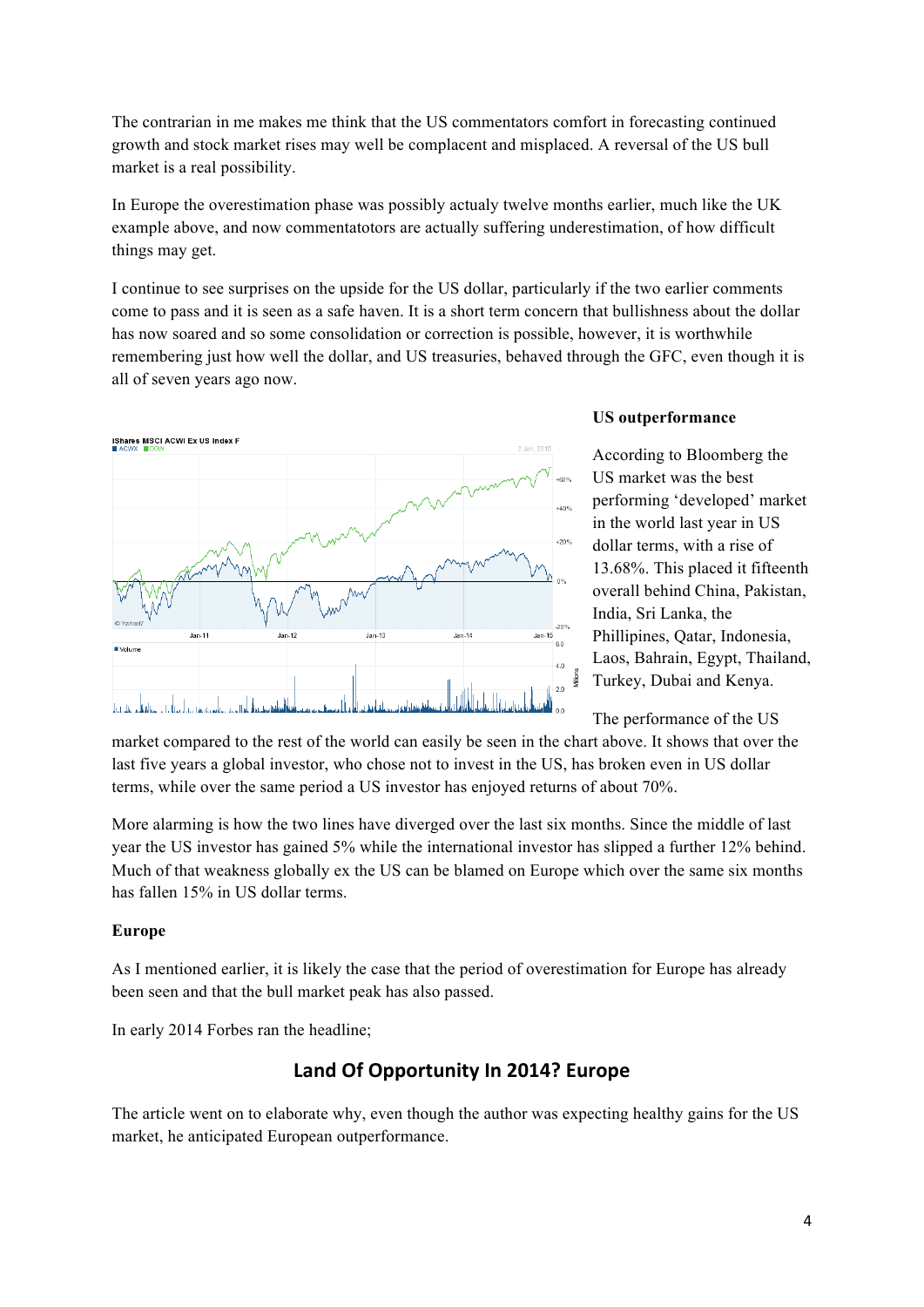The contrarian in me makes me think that the US commentators comfort in forecasting continued growth and stock market rises may well be complacent and misplaced. A reversal of the US bull market is a real possibility.

In Europe the overestimation phase was possibly actualy twelve months earlier, much like the UK example above, and now commentatotors are actually suffering underestimation, of how difficult things may get.

I continue to see surprises on the upside for the US dollar, particularly if the two earlier comments come to pass and it is seen as a safe haven. It is a short term concern that bullishness about the dollar has now soared and so some consolidation or correction is possible, however, it is worthwhile remembering just how well the dollar, and US treasuries, behaved through the GFC, even though it is all of seven years ago now.

**US outperformance**

According to Bloomberg the US market was the best performing 'developed' market in the world last year in US dollar terms, with a rise of 13.68%. This placed it fifteenth overall behind China, Pakistan, India, Sri Lanka, the Phillipines, Qatar, Indonesia, Laos, Bahrain, Egypt, Thailand, Turkey, Dubai and Kenya.

The performance of the US market compared to the rest of the world can easily be seen in the chart above. It shows that over the last five years a global investor, who chose not to invest in the US, has broken even in US dollar terms, while over the same period a US investor has enjoyed returns of about 70%.

More alarming is how the two lines have diverged over the last six months. Since the middle of last year the US investor has gained 5% while the international investor has slipped a further 12% behind. Much of that weakness globally ex the US can be blamed on Europe which over the same six months has fallen 15% in US dollar terms.

**Europe**

As I mentioned earlier, it is likely the case that the period of overestimation for Europe has already been seen and that the bull market peak has also passed.

In early 2014 Forbes ran the headline;

## Land Of Opportunity In 2014? Europe

The article went on to elaborate why, even though the author was expecting healthy gains for the US market, he anticipated European outperformance.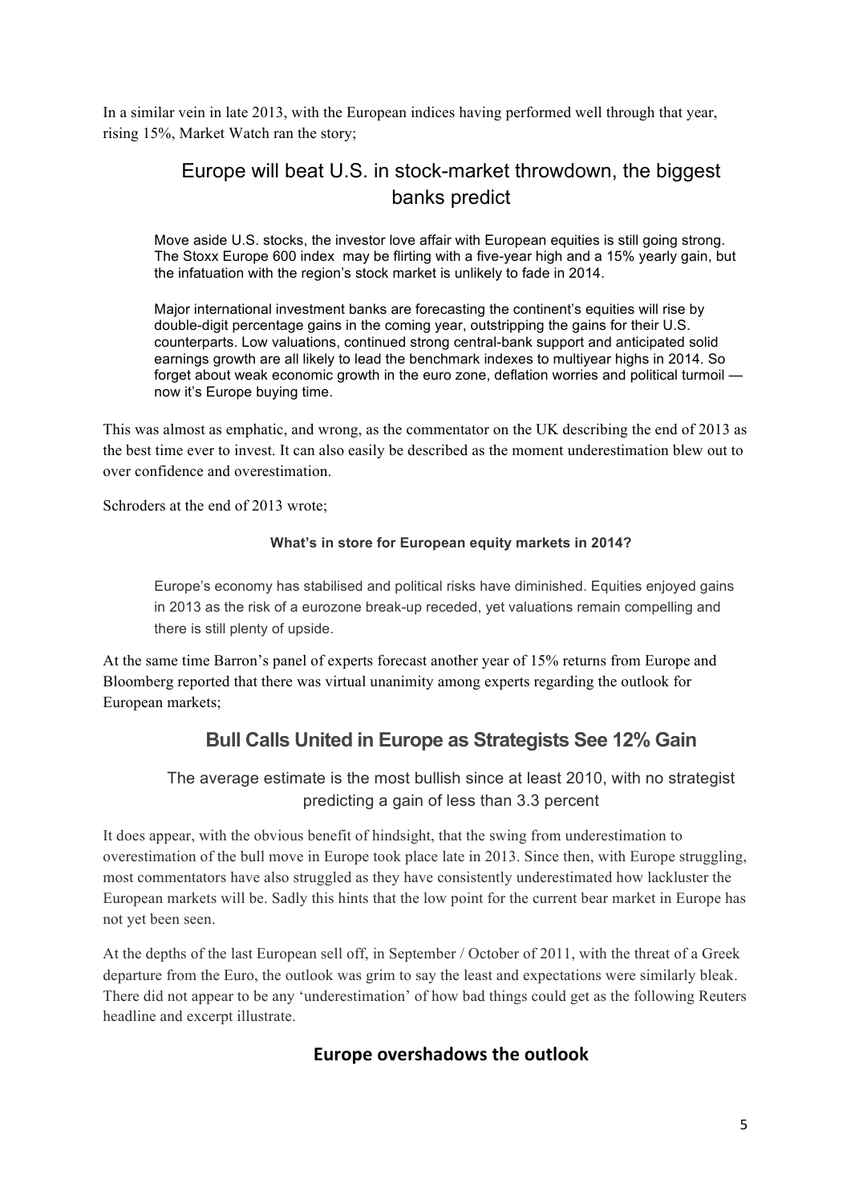In a similar vein in late 2013, with the European indices having performed well through that year, rising 15%, Market Watch ran the story;

## Europe will beat U.S. in stock-market throwdown, the biggest banks predict

> Move aside U.S. stocks, the investor love affair with European equities is still going strong. The Stoxx Europe 600 index may be flirting with a five-year high and a 15% yearly gain, but the infatuation with the region's stock market is unlikely to fade in 2014.
>
> Major international investment banks are forecasting the continent's equities will rise by double-digit percentage gains in the coming year, outstripping the gains for their U.S. counterparts. Low valuations, continued strong central-bank support and anticipated solid earnings growth are all likely to lead the benchmark indexes to multiyear highs in 2014. So forget about weak economic growth in the euro zone, deflation worries and political turmoil — now it's Europe buying time.

This was almost as emphatic, and wrong, as the commentator on the UK describing the end of 2013 as the best time ever to invest. It can also easily be described as the moment underestimation blew out to over confidence and overestimation.

Schroders at the end of 2013 wrote;

**What's in store for European equity markets in 2014?**

> Europe's economy has stabilised and political risks have diminished. Equities enjoyed gains in 2013 as the risk of a eurozone break-up receded, yet valuations remain compelling and there is still plenty of upside.

At the same time Barron's panel of experts forecast another year of 15% returns from Europe and Bloomberg reported that there was virtual unanimity among experts regarding the outlook for European markets;

## Bull Calls United in Europe as Strategists See 12% Gain

> The average estimate is the most bullish since at least 2010, with no strategist predicting a gain of less than 3.3 percent

It does appear, with the obvious benefit of hindsight, that the swing from underestimation to overestimation of the bull move in Europe took place late in 2013. Since then, with Europe struggling, most commentators have also struggled as they have consistently underestimated how lackluster the European markets will be. Sadly this hints that the low point for the current bear market in Europe has not yet been seen.

At the depths of the last European sell off, in September / October of 2011, with the threat of a Greek departure from the Euro, the outlook was grim to say the least and expectations were similarly bleak. There did not appear to be any 'underestimation' of how bad things could get as the following Reuters headline and excerpt illustrate.

## Europe overshadows the outlook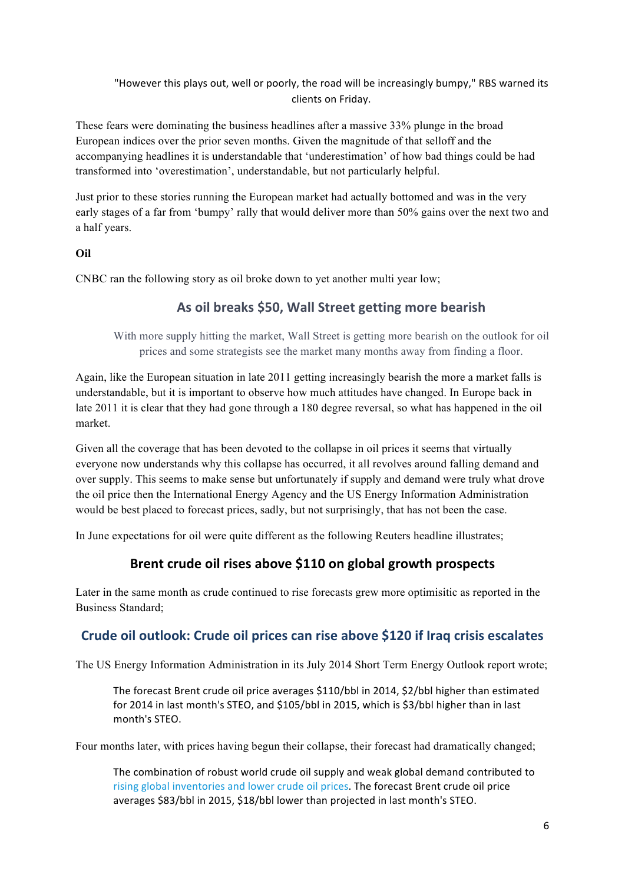"However this plays out, well or poorly, the road will be increasingly bumpy," RBS warned its clients on Friday.

These fears were dominating the business headlines after a massive 33% plunge in the broad European indices over the prior seven months. Given the magnitude of that selloff and the accompanying headlines it is understandable that 'underestimation' of how bad things could be had transformed into 'overestimation', understandable, but not particularly helpful.

Just prior to these stories running the European market had actually bottomed and was in the very early stages of a far from 'bumpy' rally that would deliver more than 50% gains over the next two and a half years.

**Oil**

CNBC ran the following story as oil broke down to yet another multi year low;

### As oil breaks $50, Wall Street getting more bearish

> With more supply hitting the market, Wall Street is getting more bearish on the outlook for oil prices and some strategists see the market many months away from finding a floor.

Again, like the European situation in late 2011 getting increasingly bearish the more a market falls is understandable, but it is important to observe how much attitudes have changed. In Europe back in late 2011 it is clear that they had gone through a 180 degree reversal, so what has happened in the oil market.

Given all the coverage that has been devoted to the collapse in oil prices it seems that virtually everyone now understands why this collapse has occurred, it all revolves around falling demand and over supply. This seems to make sense but unfortunately if supply and demand were truly what drove the oil price then the International Energy Agency and the US Energy Information Administration would be best placed to forecast prices, sadly, but not surprisingly, that has not been the case.

In June expectations for oil were quite different as the following Reuters headline illustrates;

### Brent crude oil rises above $110 on global growth prospects

Later in the same month as crude continued to rise forecasts grew more optimisitic as reported in the Business Standard;

### Crude oil outlook: Crude oil prices can rise above $120 if Iraq crisis escalates

The US Energy Information Administration in its July 2014 Short Term Energy Outlook report wrote;

> The forecast Brent crude oil price averages $110/bbl in 2014, $2/bbl higher than estimated for 2014 in last month's STEO, and $105/bbl in 2015, which is $3/bbl higher than in last month's STEO.

Four months later, with prices having begun their collapse, their forecast had dramatically changed;

> The combination of robust world crude oil supply and weak global demand contributed to rising global inventories and lower crude oil prices. The forecast Brent crude oil price averages $83/bbl in 2015, $18/bbl lower than projected in last month's STEO.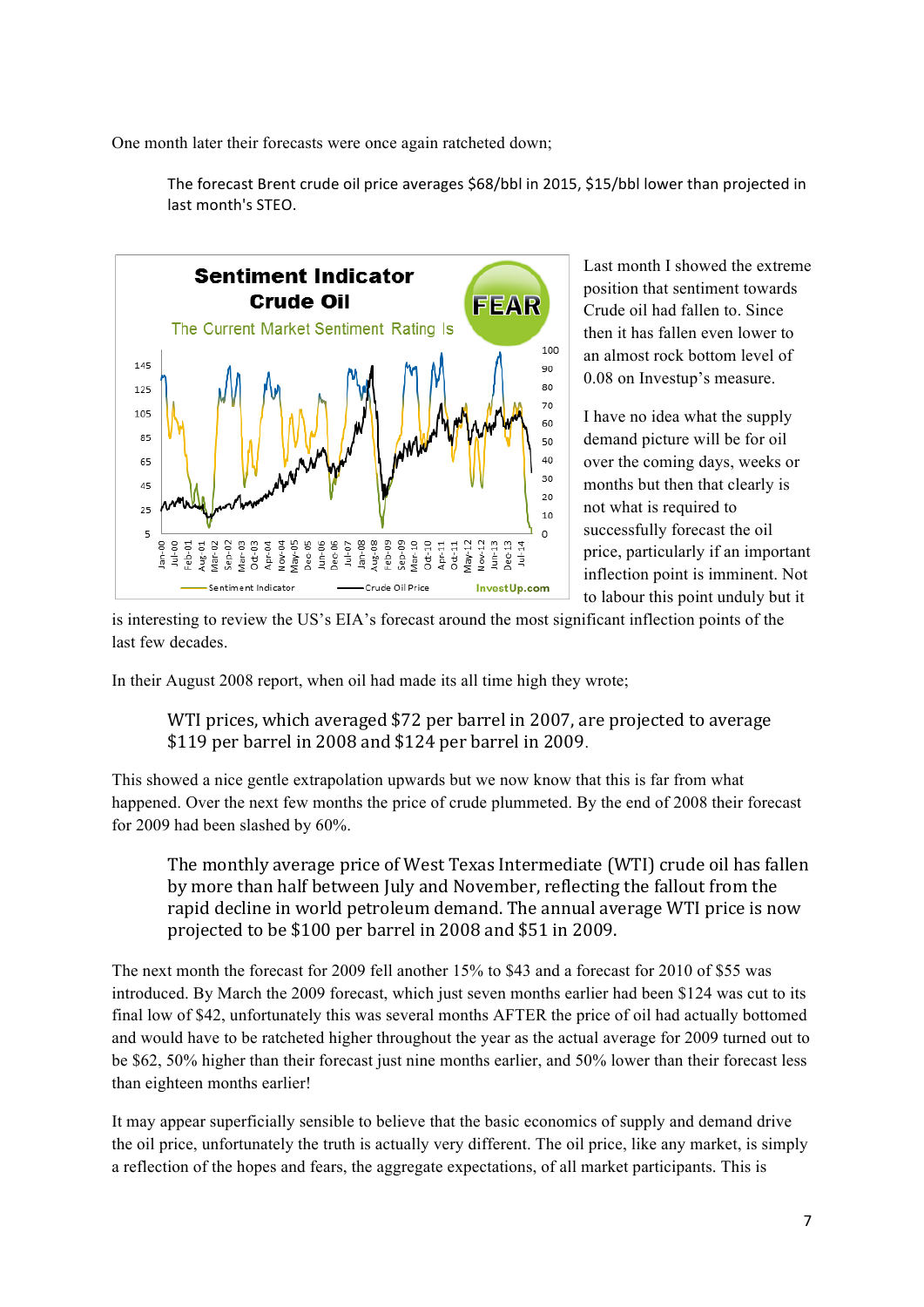One month later their forecasts were once again ratcheted down;

> The forecast Brent crude oil price averages $68/bbl in 2015, $15/bbl lower than projected in last month's STEO.

Last month I showed the extreme position that sentiment towards Crude oil had fallen to. Since then it has fallen even lower to an almost rock bottom level of 0.08 on Investup's measure.

I have no idea what the supply demand picture will be for oil over the coming days, weeks or months but then that clearly is not what is required to successfully forecast the oil price, particularly if an important inflection point is imminent. Not to labour this point unduly but it is interesting to review the US's EIA's forecast around the most significant inflection points of the last few decades.

In their August 2008 report, when oil had made its all time high they wrote;

> WTI prices, which averaged $72 per barrel in 2007, are projected to average $119 per barrel in 2008 and $124 per barrel in 2009.

This showed a nice gentle extrapolation upwards but we now know that this is far from what happened. Over the next few months the price of crude plummeted. By the end of 2008 their forecast for 2009 had been slashed by 60%.

> The monthly average price of West Texas Intermediate (WTI) crude oil has fallen by more than half between July and November, reflecting the fallout from the rapid decline in world petroleum demand. The annual average WTI price is now projected to be $100 per barrel in 2008 and $51 in 2009.

The next month the forecast for 2009 fell another 15% to $43 and a forecast for 2010 of $55 was introduced. By March the 2009 forecast, which just seven months earlier had been $124 was cut to its final low of $42, unfortunately this was several months AFTER the price of oil had actually bottomed and would have to be ratcheted higher throughout the year as the actual average for 2009 turned out to be $62, 50% higher than their forecast just nine months earlier, and 50% lower than their forecast less than eighteen months earlier!

It may appear superficially sensible to believe that the basic economics of supply and demand drive the oil price, unfortunately the truth is actually very different. The oil price, like any market, is simply a reflection of the hopes and fears, the aggregate expectations, of all market participants. This is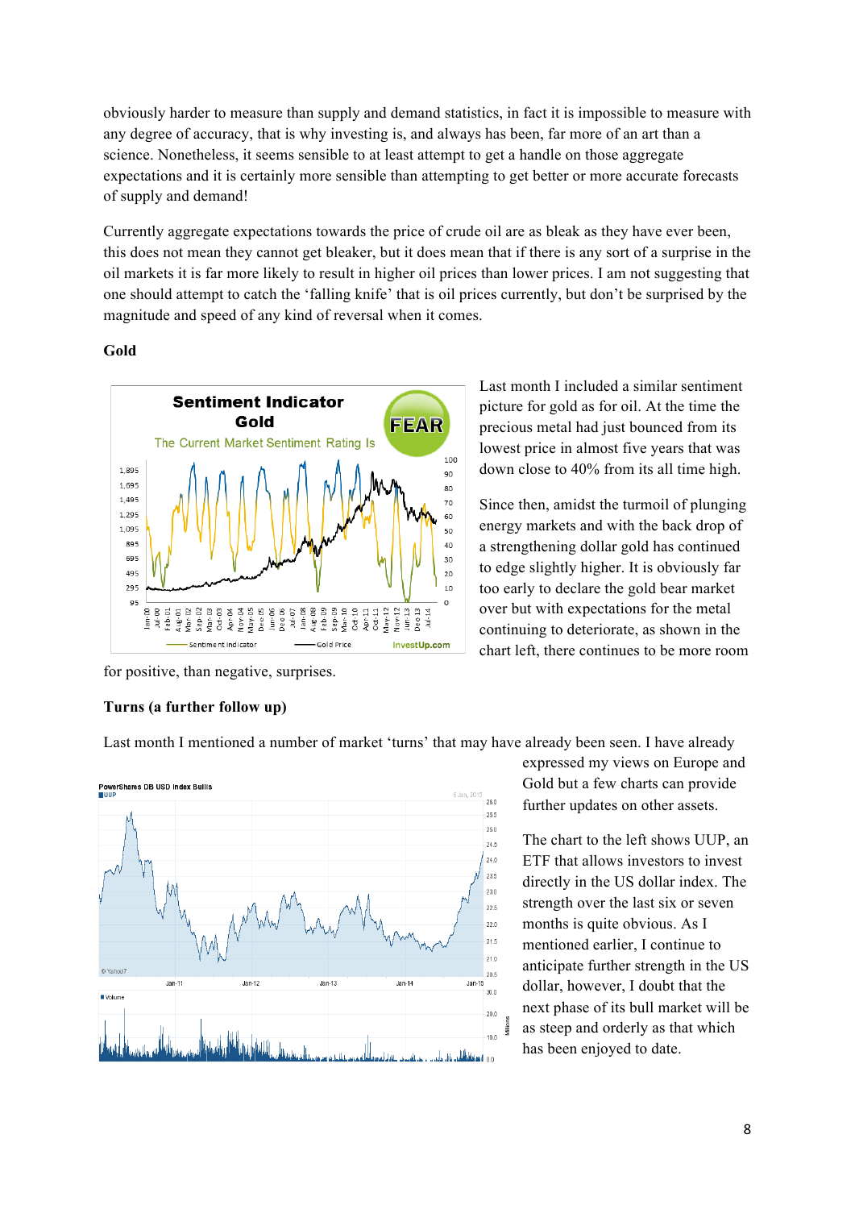obviously harder to measure than supply and demand statistics, in fact it is impossible to measure with any degree of accuracy, that is why investing is, and always has been, far more of an art than a science. Nonetheless, it seems sensible to at least attempt to get a handle on those aggregate expectations and it is certainly more sensible than attempting to get better or more accurate forecasts of supply and demand!

Currently aggregate expectations towards the price of crude oil are as bleak as they have ever been, this does not mean they cannot get bleaker, but it does mean that if there is any sort of a surprise in the oil markets it is far more likely to result in higher oil prices than lower prices. I am not suggesting that one should attempt to catch the 'falling knife' that is oil prices currently, but don't be surprised by the magnitude and speed of any kind of reversal when it comes.

**Gold**

Last month I included a similar sentiment picture for gold as for oil. At the time the precious metal had just bounced from its lowest price in almost five years that was down close to 40% from its all time high.

Since then, amidst the turmoil of plunging energy markets and with the back drop of a strengthening dollar gold has continued to edge slightly higher. It is obviously far too early to declare the gold bear market over but with expectations for the metal continuing to deteriorate, as shown in the chart left, there continues to be more room for positive, than negative, surprises.

**Turns (a further follow up)**

Last month I mentioned a number of market 'turns' that may have already been seen. I have already expressed my views on Europe and Gold but a few charts can provide further updates on other assets.

The chart to the left shows UUP, an ETF that allows investors to invest directly in the US dollar index. The strength over the last six or seven months is quite obvious. As I mentioned earlier, I continue to anticipate further strength in the US dollar, however, I doubt that the next phase of its bull market will be as steep and orderly as that which has been enjoyed to date.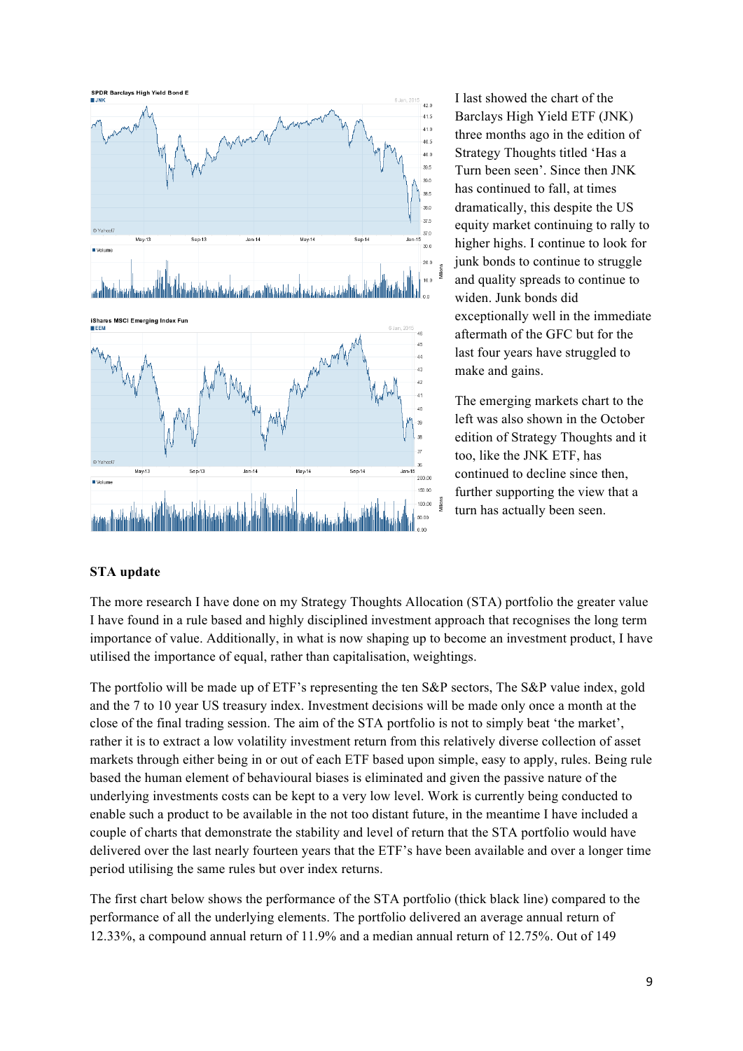I last showed the chart of the Barclays High Yield ETF (JNK) three months ago in the edition of Strategy Thoughts titled 'Has a Turn been seen'. Since then JNK has continued to fall, at times dramatically, this despite the US equity market continuing to rally to higher highs. I continue to look for junk bonds to continue to struggle and quality spreads to continue to widen. Junk bonds did exceptionally well in the immediate aftermath of the GFC but for the last four years have struggled to make and gains.

The emerging markets chart to the left was also shown in the October edition of Strategy Thoughts and it too, like the JNK ETF, has continued to decline since then, further supporting the view that a turn has actually been seen.

**STA update**

The more research I have done on my Strategy Thoughts Allocation (STA) portfolio the greater value I have found in a rule based and highly disciplined investment approach that recognises the long term importance of value. Additionally, in what is now shaping up to become an investment product, I have utilised the importance of equal, rather than capitalisation, weightings.

The portfolio will be made up of ETF's representing the ten S&P sectors, The S&P value index, gold and the 7 to 10 year US treasury index. Investment decisions will be made only once a month at the close of the final trading session. The aim of the STA portfolio is not to simply beat 'the market', rather it is to extract a low volatility investment return from this relatively diverse collection of asset markets through either being in or out of each ETF based upon simple, easy to apply, rules. Being rule based the human element of behavioural biases is eliminated and given the passive nature of the underlying investments costs can be kept to a very low level. Work is currently being conducted to enable such a product to be available in the not too distant future, in the meantime I have included a couple of charts that demonstrate the stability and level of return that the STA portfolio would have delivered over the last nearly fourteen years that the ETF's have been available and over a longer time period utilising the same rules but over index returns.

The first chart below shows the performance of the STA portfolio (thick black line) compared to the performance of all the underlying elements. The portfolio delivered an average annual return of 12.33%, a compound annual return of 11.9% and a median annual return of 12.75%. Out of 149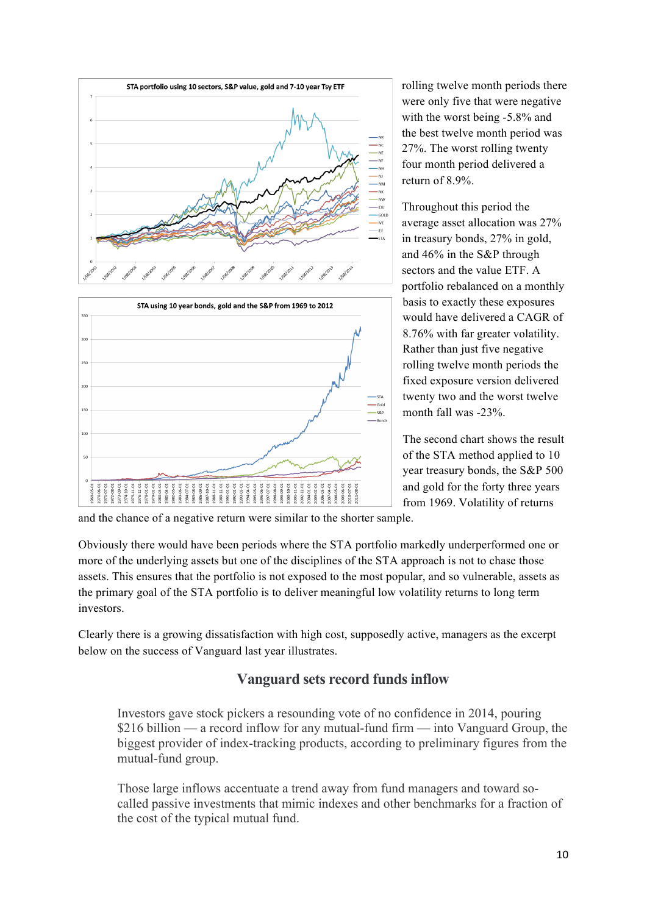rolling twelve month periods there were only five that were negative with the worst being -5.8% and the best twelve month period was 27%. The worst rolling twenty four month period delivered a return of 8.9%.

Throughout this period the average asset allocation was 27% in treasury bonds, 27% in gold, and 46% in the S&P through sectors and the value ETF. A portfolio rebalanced on a monthly basis to exactly these exposures would have delivered a CAGR of 8.76% with far greater volatility. Rather than just five negative rolling twelve month periods the fixed exposure version delivered twenty two and the worst twelve month fall was -23%.

The second chart shows the result of the STA method applied to 10 year treasury bonds, the S&P 500 and gold for the forty three years from 1969. Volatility of returns and the chance of a negative return were similar to the shorter sample.

Obviously there would have been periods where the STA portfolio markedly underperformed one or more of the underlying assets but one of the disciplines of the STA approach is not to chase those assets. This ensures that the portfolio is not exposed to the most popular, and so vulnerable, assets as the primary goal of the STA portfolio is to deliver meaningful low volatility returns to long term investors.

Clearly there is a growing dissatisfaction with high cost, supposedly active, managers as the excerpt below on the success of Vanguard last year illustrates.

## Vanguard sets record funds inflow

> Investors gave stock pickers a resounding vote of no confidence in 2014, pouring $216 billion — a record inflow for any mutual-fund firm — into Vanguard Group, the biggest provider of index-tracking products, according to preliminary figures from the mutual-fund group.
>
> Those large inflows accentuate a trend away from fund managers and toward so-called passive investments that mimic indexes and other benchmarks for a fraction of the cost of the typical mutual fund.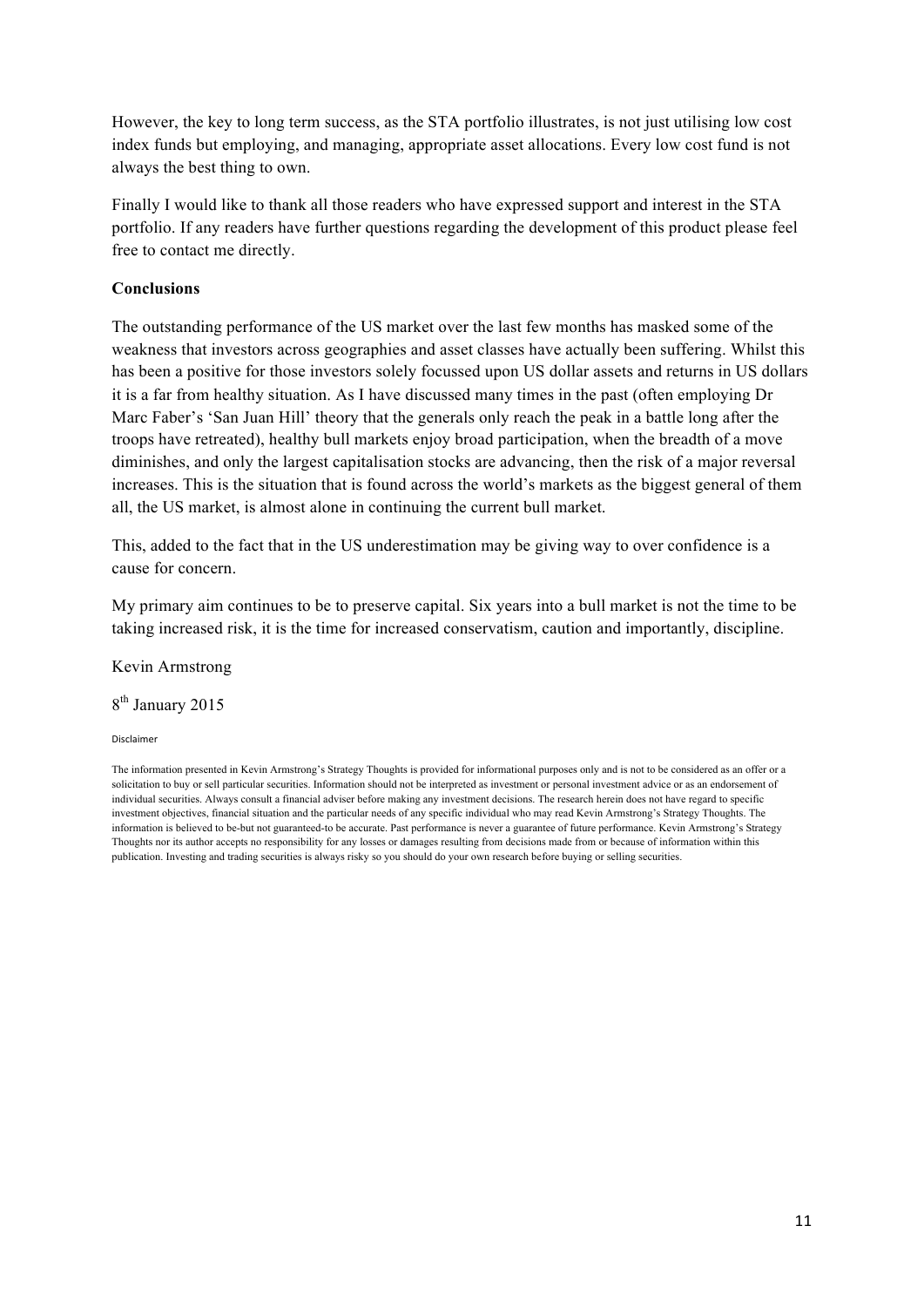However, the key to long term success, as the STA portfolio illustrates, is not just utilising low cost index funds but employing, and managing, appropriate asset allocations. Every low cost fund is not always the best thing to own.

Finally I would like to thank all those readers who have expressed support and interest in the STA portfolio. If any readers have further questions regarding the development of this product please feel free to contact me directly.

**Conclusions**

The outstanding performance of the US market over the last few months has masked some of the weakness that investors across geographies and asset classes have actually been suffering. Whilst this has been a positive for those investors solely focussed upon US dollar assets and returns in US dollars it is a far from healthy situation. As I have discussed many times in the past (often employing Dr Marc Faber's 'San Juan Hill' theory that the generals only reach the peak in a battle long after the troops have retreated), healthy bull markets enjoy broad participation, when the breadth of a move diminishes, and only the largest capitalisation stocks are advancing, then the risk of a major reversal increases. This is the situation that is found across the world's markets as the biggest general of them all, the US market, is almost alone in continuing the current bull market.

This, added to the fact that in the US underestimation may be giving way to over confidence is a cause for concern.

My primary aim continues to be to preserve capital. Six years into a bull market is not the time to be taking increased risk, it is the time for increased conservatism, caution and importantly, discipline.

Kevin Armstrong

8th January 2015

Disclaimer

The information presented in Kevin Armstrong's Strategy Thoughts is provided for informational purposes only and is not to be considered as an offer or a solicitation to buy or sell particular securities. Information should not be interpreted as investment or personal investment advice or as an endorsement of individual securities. Always consult a financial adviser before making any investment decisions. The research herein does not have regard to specific investment objectives, financial situation and the particular needs of any specific individual who may read Kevin Armstrong's Strategy Thoughts. The information is believed to be-but not guaranteed-to be accurate. Past performance is never a guarantee of future performance. Kevin Armstrong's Strategy Thoughts nor its author accepts no responsibility for any losses or damages resulting from decisions made from or because of information within this publication. Investing and trading securities is always risky so you should do your own research before buying or selling securities.